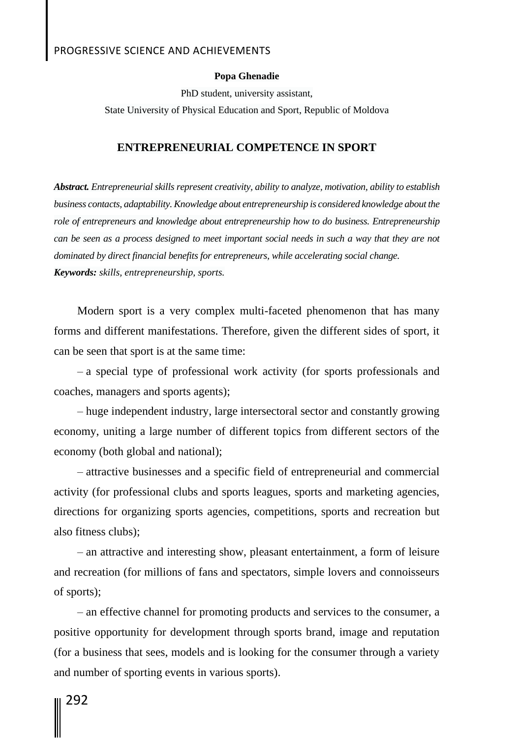**Popa Ghenadie**

PhD student, university assistant,

State University of Physical Education and Sport, Republic of Moldova

# ENTREPRENEURIAL COMPETENCE IN SPORT

***Abstract.*** *Entrepreneurial skills represent creativity, ability to analyze, motivation, ability to establish business contacts, adaptability. Knowledge about entrepreneurship is considered knowledge about the role of entrepreneurs and knowledge about entrepreneurship how to do business. Entrepreneurship can be seen as a process designed to meet important social needs in such a way that they are not dominated by direct financial benefits for entrepreneurs, while accelerating social change.*

***Keywords:*** *skills, entrepreneurship, sports.*

Modern sport is a very complex multi-faceted phenomenon that has many forms and different manifestations. Therefore, given the different sides of sport, it can be seen that sport is at the same time:

– a special type of professional work activity (for sports professionals and coaches, managers and sports agents);

– huge independent industry, large intersectoral sector and constantly growing economy, uniting a large number of different topics from different sectors of the economy (both global and national);

– attractive businesses and a specific field of entrepreneurial and commercial activity (for professional clubs and sports leagues, sports and marketing agencies, directions for organizing sports agencies, competitions, sports and recreation but also fitness clubs);

– an attractive and interesting show, pleasant entertainment, a form of leisure and recreation (for millions of fans and spectators, simple lovers and connoisseurs of sports);

– an effective channel for promoting products and services to the consumer, a positive opportunity for development through sports brand, image and reputation (for a business that sees, models and is looking for the consumer through a variety and number of sporting events in various sports).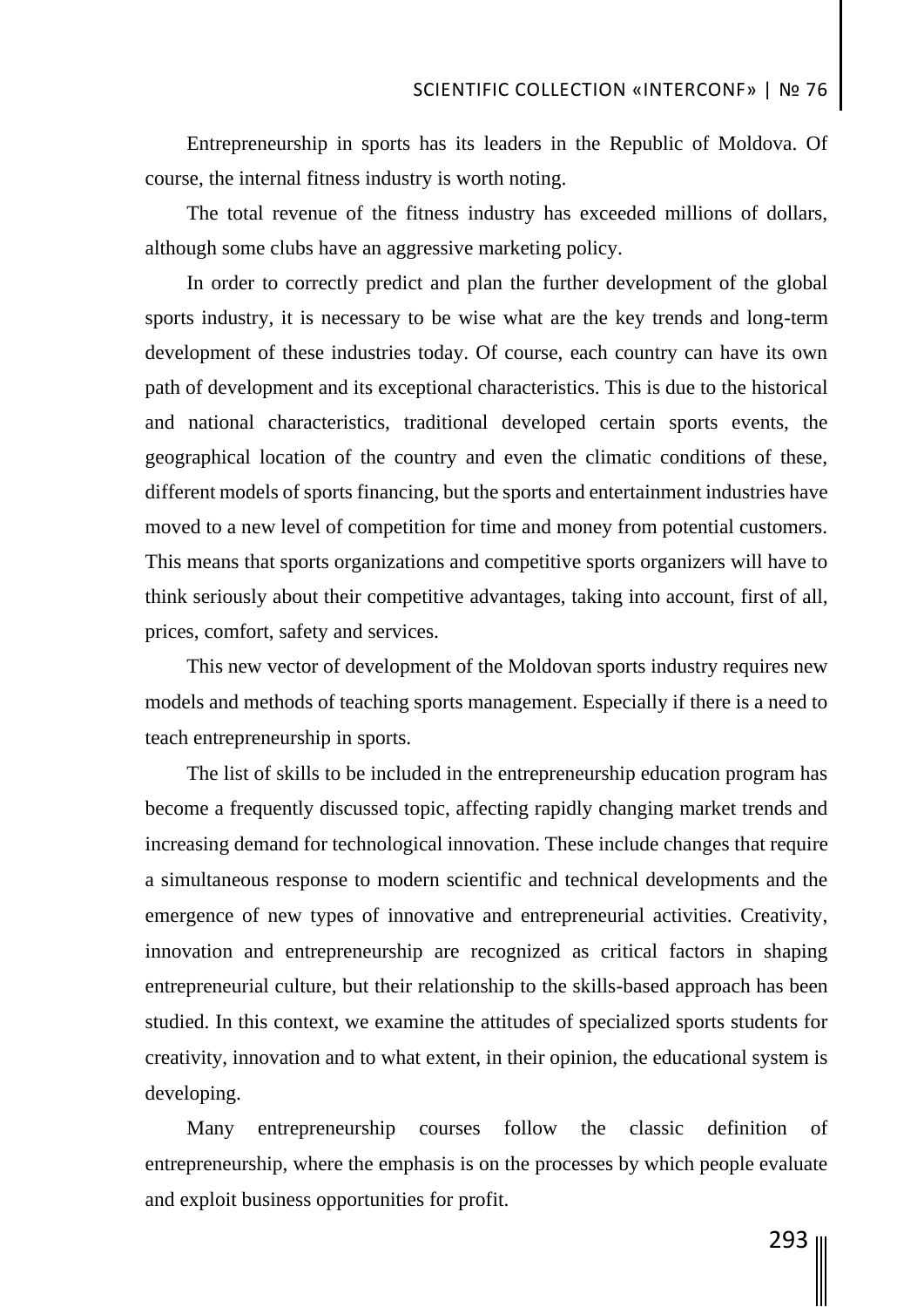Entrepreneurship in sports has its leaders in the Republic of Moldova. Of course, the internal fitness industry is worth noting.

The total revenue of the fitness industry has exceeded millions of dollars, although some clubs have an aggressive marketing policy.

In order to correctly predict and plan the further development of the global sports industry, it is necessary to be wise what are the key trends and long-term development of these industries today. Of course, each country can have its own path of development and its exceptional characteristics. This is due to the historical and national characteristics, traditional developed certain sports events, the geographical location of the country and even the climatic conditions of these, different models of sports financing, but the sports and entertainment industries have moved to a new level of competition for time and money from potential customers. This means that sports organizations and competitive sports organizers will have to think seriously about their competitive advantages, taking into account, first of all, prices, comfort, safety and services.

This new vector of development of the Moldovan sports industry requires new models and methods of teaching sports management. Especially if there is a need to teach entrepreneurship in sports.

The list of skills to be included in the entrepreneurship education program has become a frequently discussed topic, affecting rapidly changing market trends and increasing demand for technological innovation. These include changes that require a simultaneous response to modern scientific and technical developments and the emergence of new types of innovative and entrepreneurial activities. Creativity, innovation and entrepreneurship are recognized as critical factors in shaping entrepreneurial culture, but their relationship to the skills-based approach has been studied. In this context, we examine the attitudes of specialized sports students for creativity, innovation and to what extent, in their opinion, the educational system is developing.

Many entrepreneurship courses follow the classic definition of entrepreneurship, where the emphasis is on the processes by which people evaluate and exploit business opportunities for profit.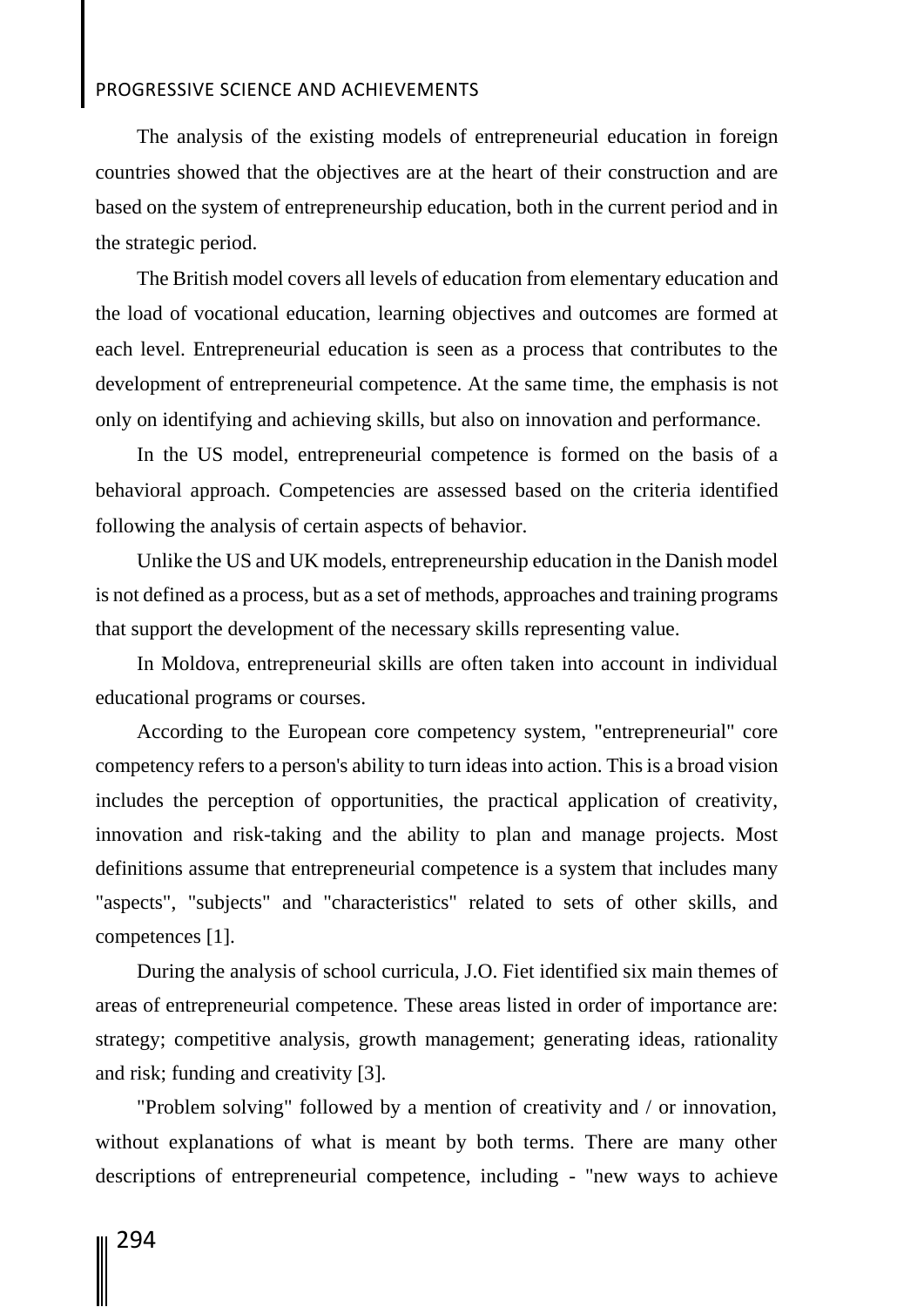The analysis of the existing models of entrepreneurial education in foreign countries showed that the objectives are at the heart of their construction and are based on the system of entrepreneurship education, both in the current period and in the strategic period.

The British model covers all levels of education from elementary education and the load of vocational education, learning objectives and outcomes are formed at each level. Entrepreneurial education is seen as a process that contributes to the development of entrepreneurial competence. At the same time, the emphasis is not only on identifying and achieving skills, but also on innovation and performance.

In the US model, entrepreneurial competence is formed on the basis of a behavioral approach. Competencies are assessed based on the criteria identified following the analysis of certain aspects of behavior.

Unlike the US and UK models, entrepreneurship education in the Danish model is not defined as a process, but as a set of methods, approaches and training programs that support the development of the necessary skills representing value.

In Moldova, entrepreneurial skills are often taken into account in individual educational programs or courses.

According to the European core competency system, "entrepreneurial" core competency refers to a person's ability to turn ideas into action. This is a broad vision includes the perception of opportunities, the practical application of creativity, innovation and risk-taking and the ability to plan and manage projects. Most definitions assume that entrepreneurial competence is a system that includes many "aspects", "subjects" and "characteristics" related to sets of other skills, and competences [1].

During the analysis of school curricula, J.O. Fiet identified six main themes of areas of entrepreneurial competence. These areas listed in order of importance are: strategy; competitive analysis, growth management; generating ideas, rationality and risk; funding and creativity [3].

"Problem solving" followed by a mention of creativity and / or innovation, without explanations of what is meant by both terms. There are many other descriptions of entrepreneurial competence, including - "new ways to achieve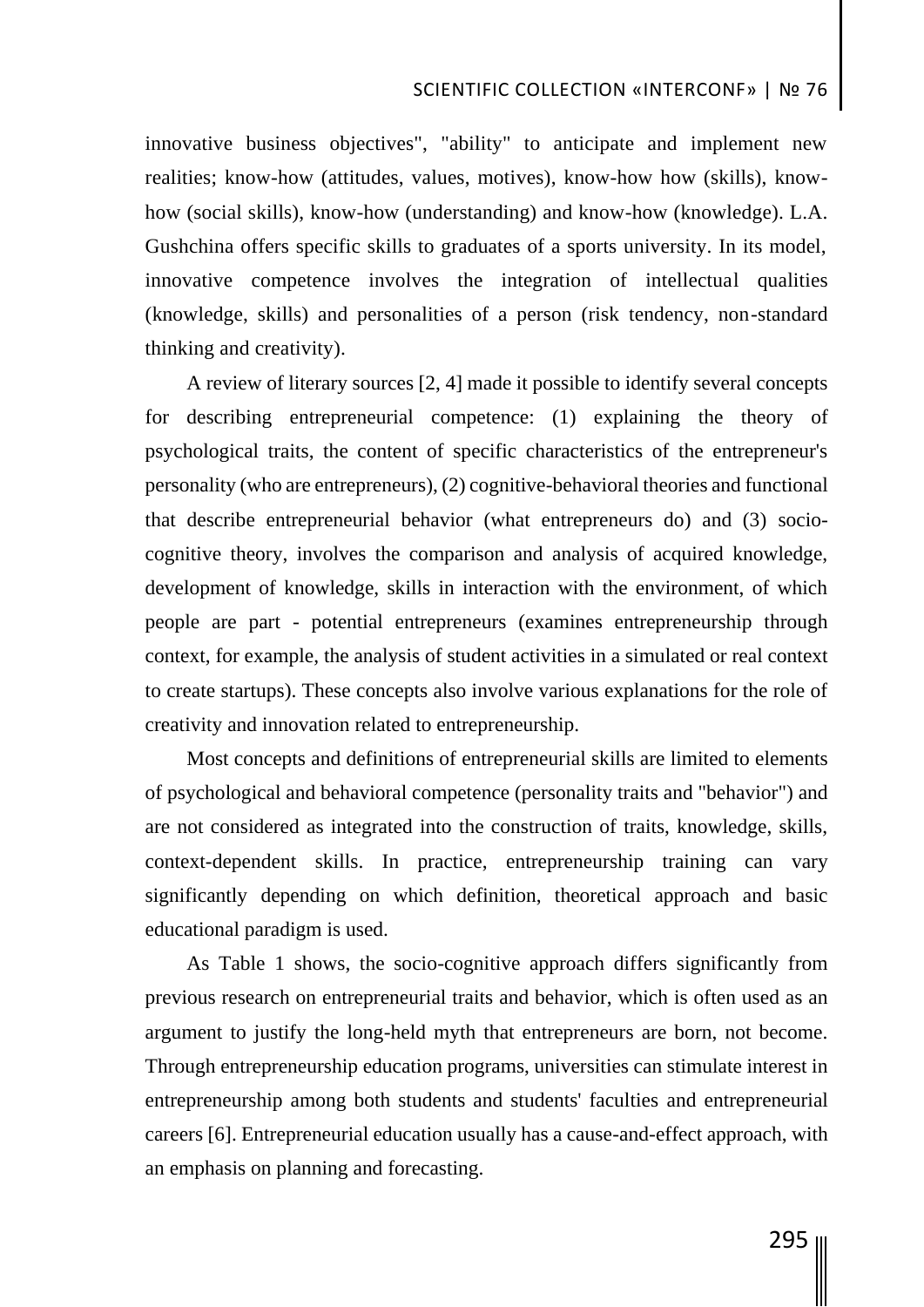innovative business objectives", "ability" to anticipate and implement new realities; know-how (attitudes, values, motives), know-how how (skills), know-how (social skills), know-how (understanding) and know-how (knowledge). L.A. Gushchina offers specific skills to graduates of a sports university. In its model, innovative competence involves the integration of intellectual qualities (knowledge, skills) and personalities of a person (risk tendency, non-standard thinking and creativity).

A review of literary sources [2, 4] made it possible to identify several concepts for describing entrepreneurial competence: (1) explaining the theory of psychological traits, the content of specific characteristics of the entrepreneur's personality (who are entrepreneurs), (2) cognitive-behavioral theories and functional that describe entrepreneurial behavior (what entrepreneurs do) and (3) socio-cognitive theory, involves the comparison and analysis of acquired knowledge, development of knowledge, skills in interaction with the environment, of which people are part - potential entrepreneurs (examines entrepreneurship through context, for example, the analysis of student activities in a simulated or real context to create startups). These concepts also involve various explanations for the role of creativity and innovation related to entrepreneurship.

Most concepts and definitions of entrepreneurial skills are limited to elements of psychological and behavioral competence (personality traits and "behavior") and are not considered as integrated into the construction of traits, knowledge, skills, context-dependent skills. In practice, entrepreneurship training can vary significantly depending on which definition, theoretical approach and basic educational paradigm is used.

As Table 1 shows, the socio-cognitive approach differs significantly from previous research on entrepreneurial traits and behavior, which is often used as an argument to justify the long-held myth that entrepreneurs are born, not become. Through entrepreneurship education programs, universities can stimulate interest in entrepreneurship among both students and students' faculties and entrepreneurial careers [6]. Entrepreneurial education usually has a cause-and-effect approach, with an emphasis on planning and forecasting.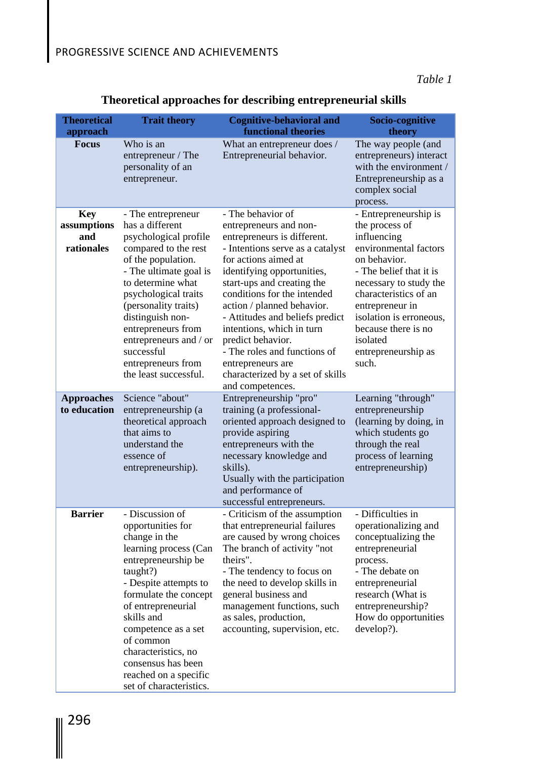*Table 1*

**Theoretical approaches for describing entrepreneurial skills**

| Theoretical approach | Trait theory | Cognitive-behavioral and functional theories | Socio-cognitive theory |
|---|---|---|---|
| **Focus** | Who is an entrepreneur / The personality of an entrepreneur. | What an entrepreneur does / Entrepreneurial behavior. | The way people (and entrepreneurs) interact with the environment / Entrepreneurship as a complex social process. |
| **Key assumptions and rationales** | - The entrepreneur has a different psychological profile compared to the rest of the population.<br>- The ultimate goal is to determine what psychological traits (personality traits) distinguish non-entrepreneurs from entrepreneurs and / or successful entrepreneurs from the least successful. | - The behavior of entrepreneurs and non-entrepreneurs is different.<br>- Intentions serve as a catalyst for actions aimed at identifying opportunities, start-ups and creating the conditions for the intended action / planned behavior.<br>- Attitudes and beliefs predict intentions, which in turn predict behavior.<br>- The roles and functions of entrepreneurs are characterized by a set of skills and competences. | - Entrepreneurship is the process of influencing environmental factors on behavior.<br>- The belief that it is necessary to study the characteristics of an entrepreneur in isolation is erroneous, because there is no isolated entrepreneurship as such. |
| **Approaches to education** | Science "about" entrepreneurship (a theoretical approach that aims to understand the essence of entrepreneurship). | Entrepreneurship "pro" training (a professional-oriented approach designed to provide aspiring entrepreneurs with the necessary knowledge and skills).<br>Usually with the participation and performance of successful entrepreneurs. | Learning "through" entrepreneurship (learning by doing, in which students go through the real process of learning entrepreneurship) |
| **Barrier** | - Discussion of opportunities for change in the learning process (Can entrepreneurship be taught?)<br>- Despite attempts to formulate the concept of entrepreneurial skills and competence as a set of common characteristics, no consensus has been reached on a specific set of characteristics. | - Criticism of the assumption that entrepreneurial failures are caused by wrong choices The branch of activity "not theirs".<br>- The tendency to focus on the need to develop skills in general business and management functions, such as sales, production, accounting, supervision, etc. | - Difficulties in operationalizing and conceptualizing the entrepreneurial process.<br>- The debate on entrepreneurial research (What is entrepreneurship? How do opportunities develop?). |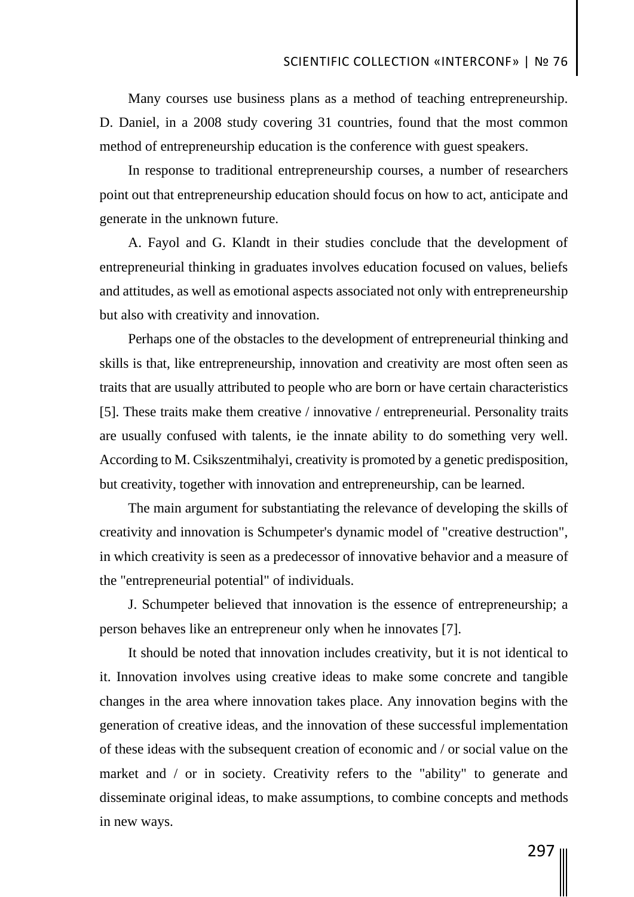Many courses use business plans as a method of teaching entrepreneurship. D. Daniel, in a 2008 study covering 31 countries, found that the most common method of entrepreneurship education is the conference with guest speakers.

In response to traditional entrepreneurship courses, a number of researchers point out that entrepreneurship education should focus on how to act, anticipate and generate in the unknown future.

A. Fayol and G. Klandt in their studies conclude that the development of entrepreneurial thinking in graduates involves education focused on values, beliefs and attitudes, as well as emotional aspects associated not only with entrepreneurship but also with creativity and innovation.

Perhaps one of the obstacles to the development of entrepreneurial thinking and skills is that, like entrepreneurship, innovation and creativity are most often seen as traits that are usually attributed to people who are born or have certain characteristics [5]. These traits make them creative / innovative / entrepreneurial. Personality traits are usually confused with talents, ie the innate ability to do something very well. According to M. Csikszentmihalyi, creativity is promoted by a genetic predisposition, but creativity, together with innovation and entrepreneurship, can be learned.

The main argument for substantiating the relevance of developing the skills of creativity and innovation is Schumpeter's dynamic model of "creative destruction", in which creativity is seen as a predecessor of innovative behavior and a measure of the "entrepreneurial potential" of individuals.

J. Schumpeter believed that innovation is the essence of entrepreneurship; a person behaves like an entrepreneur only when he innovates [7].

It should be noted that innovation includes creativity, but it is not identical to it. Innovation involves using creative ideas to make some concrete and tangible changes in the area where innovation takes place. Any innovation begins with the generation of creative ideas, and the innovation of these successful implementation of these ideas with the subsequent creation of economic and / or social value on the market and / or in society. Creativity refers to the "ability" to generate and disseminate original ideas, to make assumptions, to combine concepts and methods in new ways.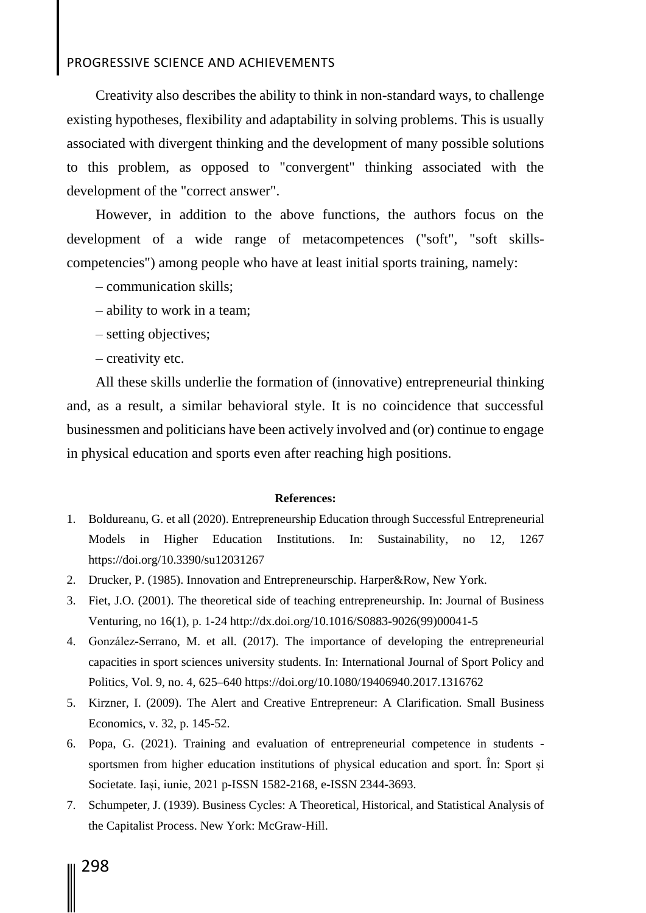Creativity also describes the ability to think in non-standard ways, to challenge existing hypotheses, flexibility and adaptability in solving problems. This is usually associated with divergent thinking and the development of many possible solutions to this problem, as opposed to "convergent" thinking associated with the development of the "correct answer".

However, in addition to the above functions, the authors focus on the development of a wide range of metacompetences ("soft", "soft skills-competencies") among people who have at least initial sports training, namely:

– communication skills;

– ability to work in a team;

– setting objectives;

– creativity etc.

All these skills underlie the formation of (innovative) entrepreneurial thinking and, as a result, a similar behavioral style. It is no coincidence that successful businessmen and politicians have been actively involved and (or) continue to engage in physical education and sports even after reaching high positions.

**References:**

1. Boldureanu, G. et all (2020). Entrepreneurship Education through Successful Entrepreneurial Models in Higher Education Institutions. In: Sustainability, no 12, 1267 https://doi.org/10.3390/su12031267
2. Drucker, P. (1985). Innovation and Entrepreneurschip. Harper&Row, New York.
3. Fiet, J.O. (2001). The theoretical side of teaching entrepreneurship. In: Journal of Business Venturing, no 16(1), p. 1-24 http://dx.doi.org/10.1016/S0883-9026(99)00041-5
4. González-Serrano, M. et all. (2017). The importance of developing the entrepreneurial capacities in sport sciences university students. In: International Journal of Sport Policy and Politics, Vol. 9, no. 4, 625–640 https://doi.org/10.1080/19406940.2017.1316762
5. Kirzner, I. (2009). The Alert and Creative Entrepreneur: A Clarification. Small Business Economics, v. 32, p. 145-52.
6. Popa, G. (2021). Training and evaluation of entrepreneurial competence in students - sportsmen from higher education institutions of physical education and sport. În: Sport și Societate. Iași, iunie, 2021 p-ISSN 1582-2168, e-ISSN 2344-3693.
7. Schumpeter, J. (1939). Business Cycles: A Theoretical, Historical, and Statistical Analysis of the Capitalist Process. New York: McGraw-Hill.